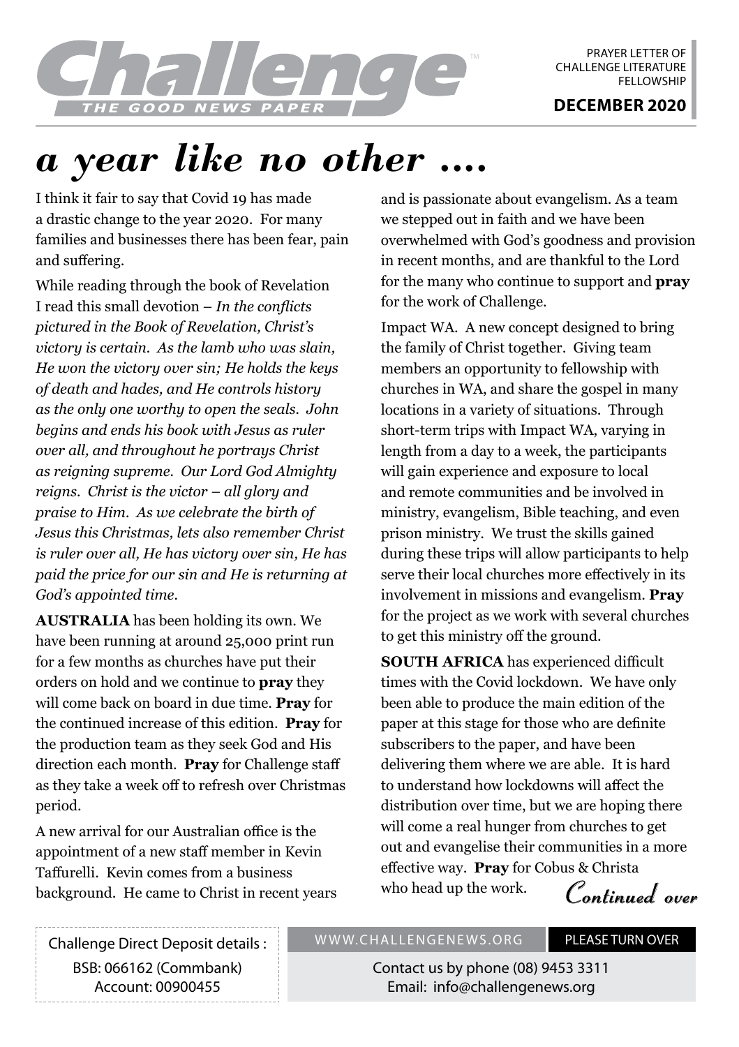Challenge™

THE GOOD NEWS PAPER

PRAYER LETTER OF CHALLENGE LITERATURE FELLOWSHIP

**DECEMBER 2020**

# *a year like no other ....*

I think it fair to say that Covid 19 has made a drastic change to the year 2020. For many families and businesses there has been fear, pain and suffering.

While reading through the book of Revelation I read this small devotion – *In the conflicts pictured in the Book of Revelation, Christ's victory is certain. As the lamb who was slain, He won the victory over sin; He holds the keys of death and hades, and He controls history as the only one worthy to open the seals. John begins and ends his book with Jesus as ruler over all, and throughout he portrays Christ as reigning supreme. Our Lord God Almighty reigns. Christ is the victor – all glory and praise to Him. As we celebrate the birth of Jesus this Christmas, lets also remember Christ is ruler over all, He has victory over sin, He has paid the price for our sin and He is returning at God's appointed time.*

**AUSTRALIA** has been holding its own. We have been running at around 25,000 print run for a few months as churches have put their orders on hold and we continue to **pray** they will come back on board in due time. **Pray** for the continued increase of this edition. **Pray** for the production team as they seek God and His direction each month. **Pray** for Challenge staff as they take a week off to refresh over Christmas period.

A new arrival for our Australian office is the appointment of a new staff member in Kevin Taffurelli. Kevin comes from a business background. He came to Christ in recent years and is passionate about evangelism. As a team we stepped out in faith and we have been overwhelmed with God's goodness and provision in recent months, and are thankful to the Lord for the many who continue to support and **pray** for the work of Challenge.

Impact WA. A new concept designed to bring the family of Christ together. Giving team members an opportunity to fellowship with churches in WA, and share the gospel in many locations in a variety of situations. Through short-term trips with Impact WA, varying in length from a day to a week, the participants will gain experience and exposure to local and remote communities and be involved in ministry, evangelism, Bible teaching, and even prison ministry. We trust the skills gained during these trips will allow participants to help serve their local churches more effectively in its involvement in missions and evangelism. **Pray** for the project as we work with several churches to get this ministry off the ground.

**SOUTH AFRICA** has experienced difficult times with the Covid lockdown. We have only been able to produce the main edition of the paper at this stage for those who are definite subscribers to the paper, and have been delivering them where we are able. It is hard to understand how lockdowns will affect the distribution over time, but we are hoping there will come a real hunger from churches to get out and evangelise their communities in a more effective way. **Pray** for Cobus & Christa who head up the work.

*Continued over*

Challenge Direct Deposit details :
BSB: 066162 (Commbank)
Account: 00900455

WWW.CHALLENGENEWS.ORG

PLEASE TURN OVER

Contact us by phone (08) 9453 3311
Email: info@challengenews.org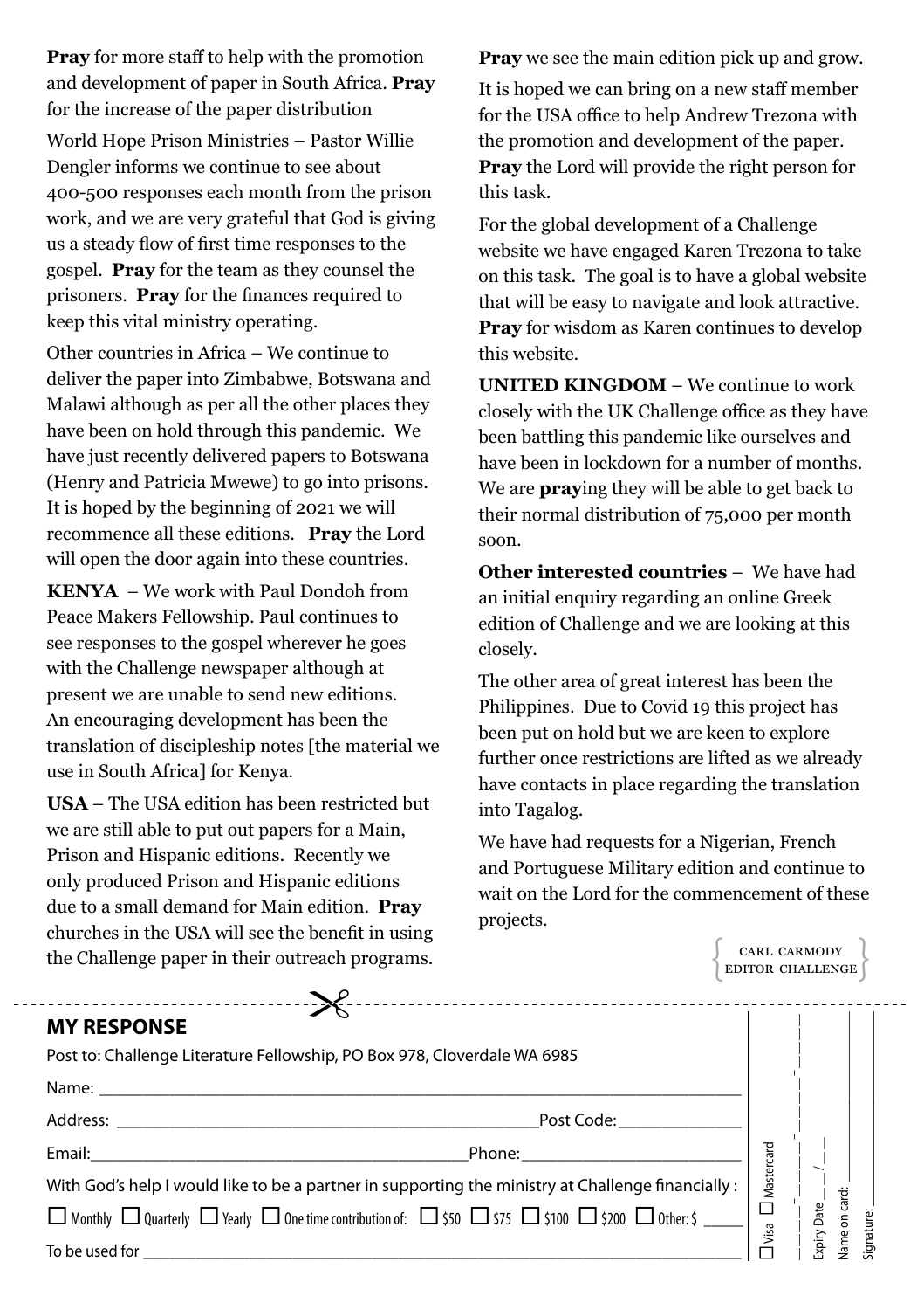**Pray** for more staff to help with the promotion and development of paper in South Africa. **Pray** for the increase of the paper distribution

World Hope Prison Ministries – Pastor Willie Dengler informs we continue to see about 400-500 responses each month from the prison work, and we are very grateful that God is giving us a steady flow of first time responses to the gospel. **Pray** for the team as they counsel the prisoners. **Pray** for the finances required to keep this vital ministry operating.

Other countries in Africa – We continue to deliver the paper into Zimbabwe, Botswana and Malawi although as per all the other places they have been on hold through this pandemic. We have just recently delivered papers to Botswana (Henry and Patricia Mwewe) to go into prisons. It is hoped by the beginning of 2021 we will recommence all these editions. **Pray** the Lord will open the door again into these countries.

**KENYA** – We work with Paul Dondoh from Peace Makers Fellowship. Paul continues to see responses to the gospel wherever he goes with the Challenge newspaper although at present we are unable to send new editions. An encouraging development has been the translation of discipleship notes [the material we use in South Africa] for Kenya.

**USA** – The USA edition has been restricted but we are still able to put out papers for a Main, Prison and Hispanic editions. Recently we only produced Prison and Hispanic editions due to a small demand for Main edition. **Pray** churches in the USA will see the benefit in using the Challenge paper in their outreach programs.

**Pray** we see the main edition pick up and grow.

It is hoped we can bring on a new staff member for the USA office to help Andrew Trezona with the promotion and development of the paper. **Pray** the Lord will provide the right person for this task.

For the global development of a Challenge website we have engaged Karen Trezona to take on this task. The goal is to have a global website that will be easy to navigate and look attractive. **Pray** for wisdom as Karen continues to develop this website.

**UNITED KINGDOM** – We continue to work closely with the UK Challenge office as they have been battling this pandemic like ourselves and have been in lockdown for a number of months. We are **pray**ing they will be able to get back to their normal distribution of 75,000 per month soon.

**Other interested countries** – We have had an initial enquiry regarding an online Greek edition of Challenge and we are looking at this closely.

The other area of great interest has been the Philippines. Due to Covid 19 this project has been put on hold but we are keen to explore further once restrictions are lifted as we already have contacts in place regarding the translation into Tagalog.

We have had requests for a Nigerian, French and Portuguese Military edition and continue to wait on the Lord for the commencement of these projects.

CARL CARMODY
EDITOR CHALLENGE

---

## MY RESPONSE

Post to: Challenge Literature Fellowship, PO Box 978, Cloverdale WA 6985

Name: ____________________

Address: ____________________ Post Code: __________

Email: ____________________ Phone: __________

With God's help I would like to be a partner in supporting the ministry at Challenge financially :

☐ Monthly ☐ Quarterly ☐ Yearly ☐ One time contribution of: ☐ $50 ☐ $75 ☐ $100 ☐ $200 ☐ Other: $ _____

To be used for ____________________

☐ Visa ☐ Mastercard

Expiry Date __ __ / __ __

Name on card: __________

Signature: __________